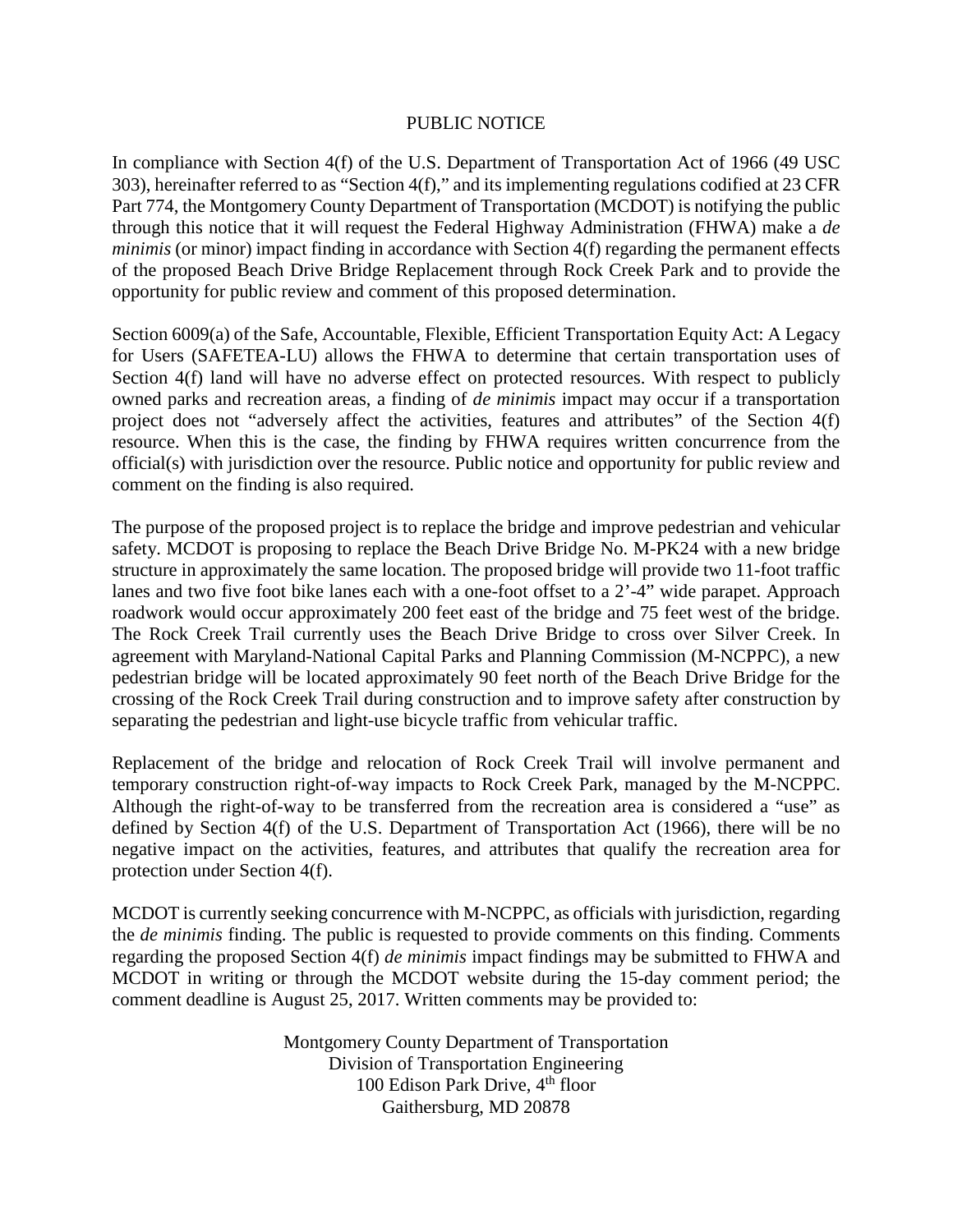# PUBLIC NOTICE

In compliance with Section 4(f) of the U.S. Department of Transportation Act of 1966 (49 USC 303), hereinafter referred to as "Section 4(f)," and its implementing regulations codified at 23 CFR Part 774, the Montgomery County Department of Transportation (MCDOT) is notifying the public through this notice that it will request the Federal Highway Administration (FHWA) make a *de minimis* (or minor) impact finding in accordance with Section 4(f) regarding the permanent effects of the proposed Beach Drive Bridge Replacement through Rock Creek Park and to provide the opportunity for public review and comment of this proposed determination.

Section 6009(a) of the Safe, Accountable, Flexible, Efficient Transportation Equity Act: A Legacy for Users (SAFETEA-LU) allows the FHWA to determine that certain transportation uses of Section 4(f) land will have no adverse effect on protected resources. With respect to publicly owned parks and recreation areas, a finding of *de minimis* impact may occur if a transportation project does not "adversely affect the activities, features and attributes" of the Section 4(f) resource. When this is the case, the finding by FHWA requires written concurrence from the official(s) with jurisdiction over the resource. Public notice and opportunity for public review and comment on the finding is also required.

The purpose of the proposed project is to replace the bridge and improve pedestrian and vehicular safety. MCDOT is proposing to replace the Beach Drive Bridge No. M-PK24 with a new bridge structure in approximately the same location. The proposed bridge will provide two 11-foot traffic lanes and two five foot bike lanes each with a one-foot offset to a 2'-4" wide parapet. Approach roadwork would occur approximately 200 feet east of the bridge and 75 feet west of the bridge. The Rock Creek Trail currently uses the Beach Drive Bridge to cross over Silver Creek. In agreement with Maryland-National Capital Parks and Planning Commission (M-NCPPC), a new pedestrian bridge will be located approximately 90 feet north of the Beach Drive Bridge for the crossing of the Rock Creek Trail during construction and to improve safety after construction by separating the pedestrian and light-use bicycle traffic from vehicular traffic.

Replacement of the bridge and relocation of Rock Creek Trail will involve permanent and temporary construction right-of-way impacts to Rock Creek Park, managed by the M-NCPPC. Although the right-of-way to be transferred from the recreation area is considered a "use" as defined by Section 4(f) of the U.S. Department of Transportation Act (1966), there will be no negative impact on the activities, features, and attributes that qualify the recreation area for protection under Section 4(f).

MCDOT is currently seeking concurrence with M-NCPPC, as officials with jurisdiction, regarding the *de minimis* finding. The public is requested to provide comments on this finding. Comments regarding the proposed Section 4(f) *de minimis* impact findings may be submitted to FHWA and MCDOT in writing or through the MCDOT website during the 15-day comment period; the comment deadline is August 25, 2017. Written comments may be provided to:

Montgomery County Department of Transportation
Division of Transportation Engineering
100 Edison Park Drive, 4th floor
Gaithersburg, MD 20878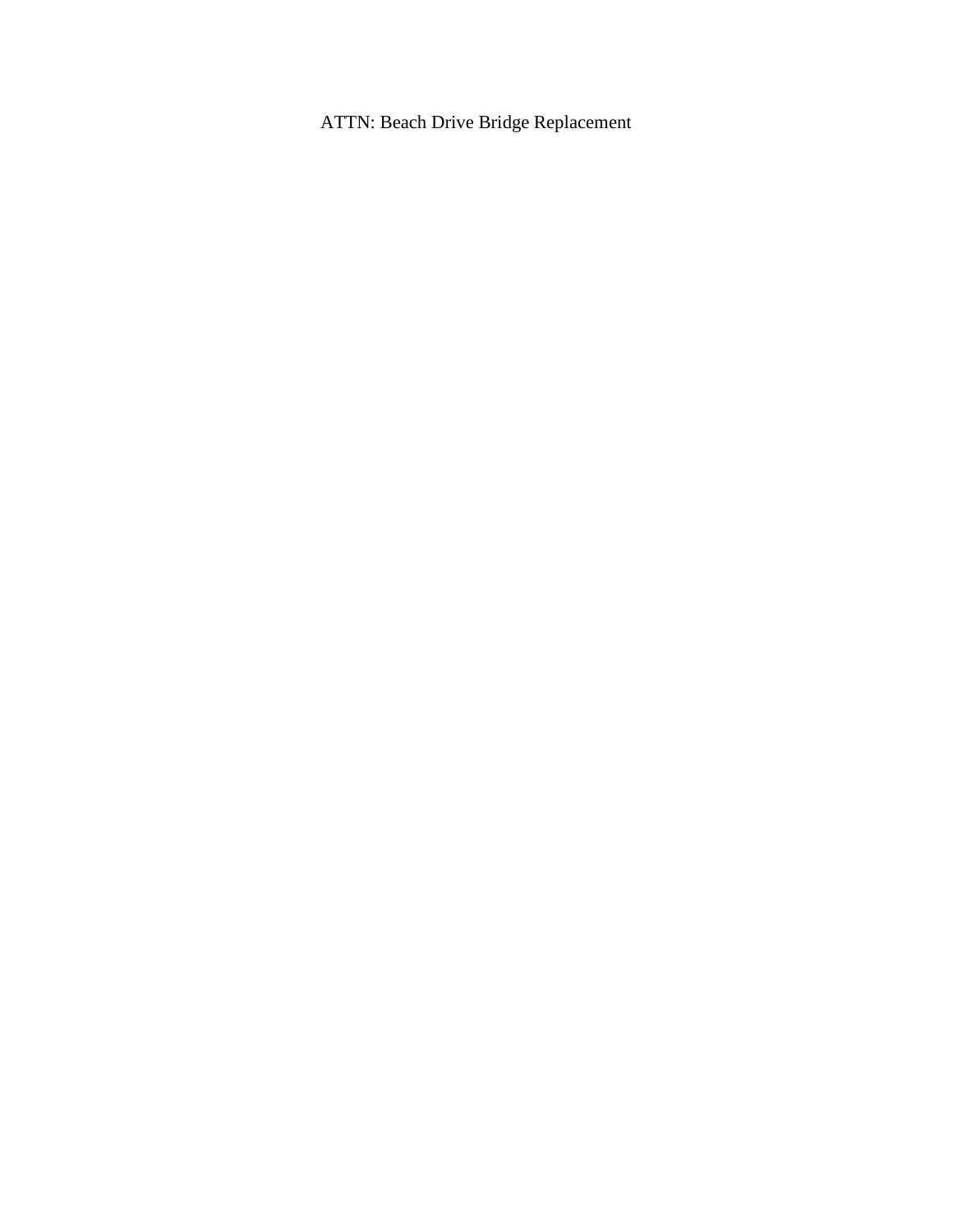ATTN: Beach Drive Bridge Replacement